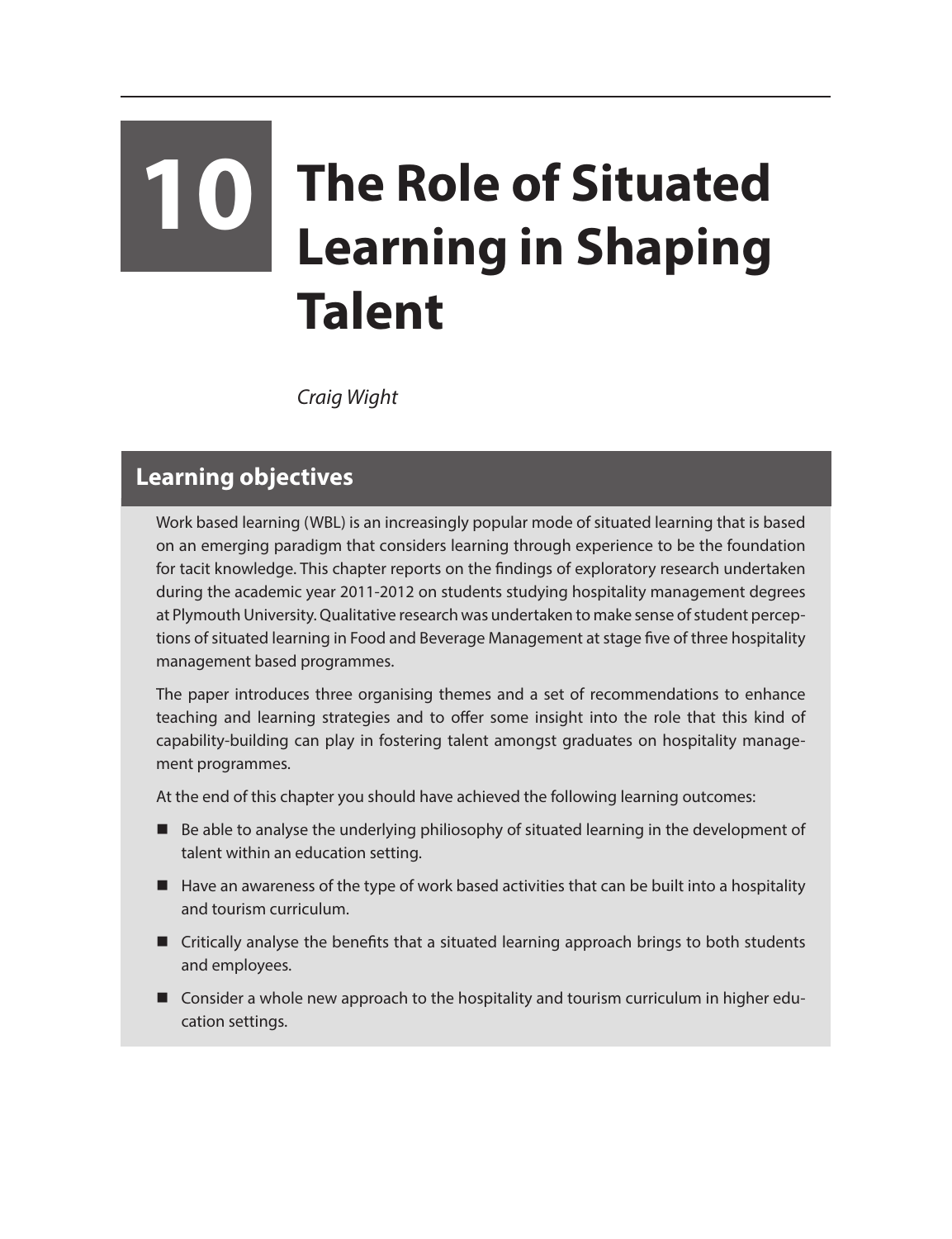# 10 The Role of Situated Learning in Shaping Talent

*Craig Wight*

## Learning objectives

Work based learning (WBL) is an increasingly popular mode of situated learning that is based on an emerging paradigm that considers learning through experience to be the foundation for tacit knowledge. This chapter reports on the findings of exploratory research undertaken during the academic year 2011-2012 on students studying hospitality management degrees at Plymouth University. Qualitative research was undertaken to make sense of student perceptions of situated learning in Food and Beverage Management at stage five of three hospitality management based programmes.

The paper introduces three organising themes and a set of recommendations to enhance teaching and learning strategies and to offer some insight into the role that this kind of capability-building can play in fostering talent amongst graduates on hospitality management programmes.

At the end of this chapter you should have achieved the following learning outcomes:

- Be able to analyse the underlying philiosophy of situated learning in the development of talent within an education setting.
- Have an awareness of the type of work based activities that can be built into a hospitality and tourism curriculum.
- Critically analyse the benefits that a situated learning approach brings to both students and employees.
- Consider a whole new approach to the hospitality and tourism curriculum in higher education settings.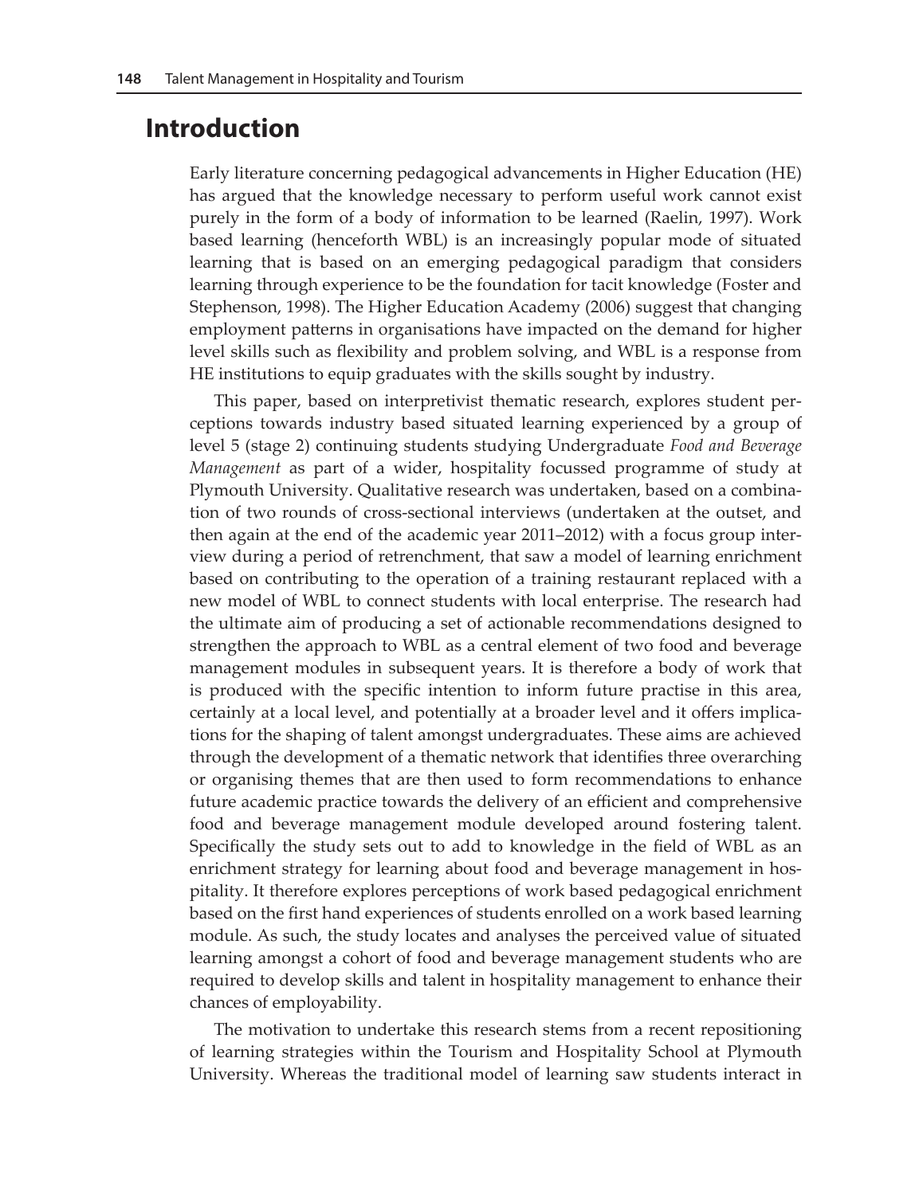## Introduction

Early literature concerning pedagogical advancements in Higher Education (HE) has argued that the knowledge necessary to perform useful work cannot exist purely in the form of a body of information to be learned (Raelin, 1997). Work based learning (henceforth WBL) is an increasingly popular mode of situated learning that is based on an emerging pedagogical paradigm that considers learning through experience to be the foundation for tacit knowledge (Foster and Stephenson, 1998). The Higher Education Academy (2006) suggest that changing employment patterns in organisations have impacted on the demand for higher level skills such as flexibility and problem solving, and WBL is a response from HE institutions to equip graduates with the skills sought by industry.

This paper, based on interpretivist thematic research, explores student perceptions towards industry based situated learning experienced by a group of level 5 (stage 2) continuing students studying Undergraduate *Food and Beverage Management* as part of a wider, hospitality focussed programme of study at Plymouth University. Qualitative research was undertaken, based on a combination of two rounds of cross-sectional interviews (undertaken at the outset, and then again at the end of the academic year 2011–2012) with a focus group interview during a period of retrenchment, that saw a model of learning enrichment based on contributing to the operation of a training restaurant replaced with a new model of WBL to connect students with local enterprise. The research had the ultimate aim of producing a set of actionable recommendations designed to strengthen the approach to WBL as a central element of two food and beverage management modules in subsequent years. It is therefore a body of work that is produced with the specific intention to inform future practise in this area, certainly at a local level, and potentially at a broader level and it offers implications for the shaping of talent amongst undergraduates. These aims are achieved through the development of a thematic network that identifies three overarching or organising themes that are then used to form recommendations to enhance future academic practice towards the delivery of an efficient and comprehensive food and beverage management module developed around fostering talent. Specifically the study sets out to add to knowledge in the field of WBL as an enrichment strategy for learning about food and beverage management in hospitality. It therefore explores perceptions of work based pedagogical enrichment based on the first hand experiences of students enrolled on a work based learning module. As such, the study locates and analyses the perceived value of situated learning amongst a cohort of food and beverage management students who are required to develop skills and talent in hospitality management to enhance their chances of employability.

The motivation to undertake this research stems from a recent repositioning of learning strategies within the Tourism and Hospitality School at Plymouth University. Whereas the traditional model of learning saw students interact in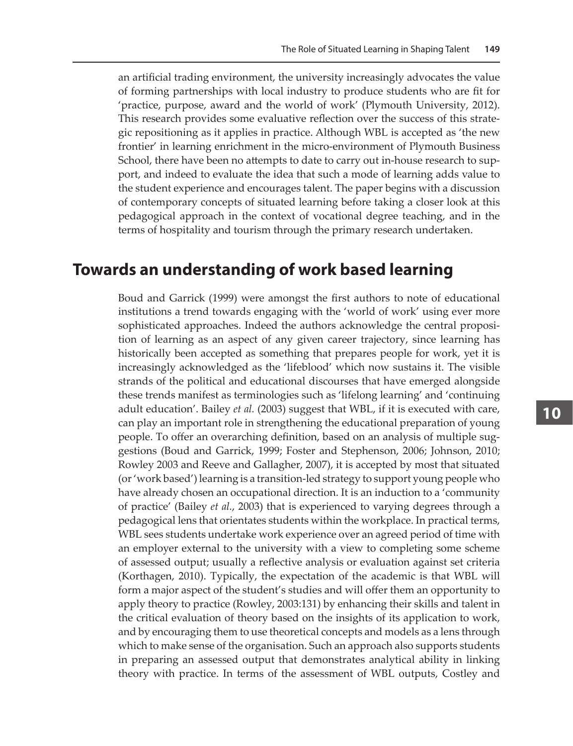an artificial trading environment, the university increasingly advocates the value of forming partnerships with local industry to produce students who are fit for 'practice, purpose, award and the world of work' (Plymouth University, 2012). This research provides some evaluative reflection over the success of this strategic repositioning as it applies in practice. Although WBL is accepted as 'the new frontier' in learning enrichment in the micro-environment of Plymouth Business School, there have been no attempts to date to carry out in-house research to support, and indeed to evaluate the idea that such a mode of learning adds value to the student experience and encourages talent. The paper begins with a discussion of contemporary concepts of situated learning before taking a closer look at this pedagogical approach in the context of vocational degree teaching, and in the terms of hospitality and tourism through the primary research undertaken.

## Towards an understanding of work based learning

Boud and Garrick (1999) were amongst the first authors to note of educational institutions a trend towards engaging with the 'world of work' using ever more sophisticated approaches. Indeed the authors acknowledge the central proposition of learning as an aspect of any given career trajectory, since learning has historically been accepted as something that prepares people for work, yet it is increasingly acknowledged as the 'lifeblood' which now sustains it. The visible strands of the political and educational discourses that have emerged alongside these trends manifest as terminologies such as 'lifelong learning' and 'continuing adult education'. Bailey *et al.* (2003) suggest that WBL, if it is executed with care, can play an important role in strengthening the educational preparation of young people. To offer an overarching definition, based on an analysis of multiple suggestions (Boud and Garrick, 1999; Foster and Stephenson, 2006; Johnson, 2010; Rowley 2003 and Reeve and Gallagher, 2007), it is accepted by most that situated (or 'work based') learning is a transition-led strategy to support young people who have already chosen an occupational direction. It is an induction to a 'community of practice' (Bailey *et al.*, 2003) that is experienced to varying degrees through a pedagogical lens that orientates students within the workplace. In practical terms, WBL sees students undertake work experience over an agreed period of time with an employer external to the university with a view to completing some scheme of assessed output; usually a reflective analysis or evaluation against set criteria (Korthagen, 2010). Typically, the expectation of the academic is that WBL will form a major aspect of the student's studies and will offer them an opportunity to apply theory to practice (Rowley, 2003:131) by enhancing their skills and talent in the critical evaluation of theory based on the insights of its application to work, and by encouraging them to use theoretical concepts and models as a lens through which to make sense of the organisation. Such an approach also supports students in preparing an assessed output that demonstrates analytical ability in linking theory with practice. In terms of the assessment of WBL outputs, Costley and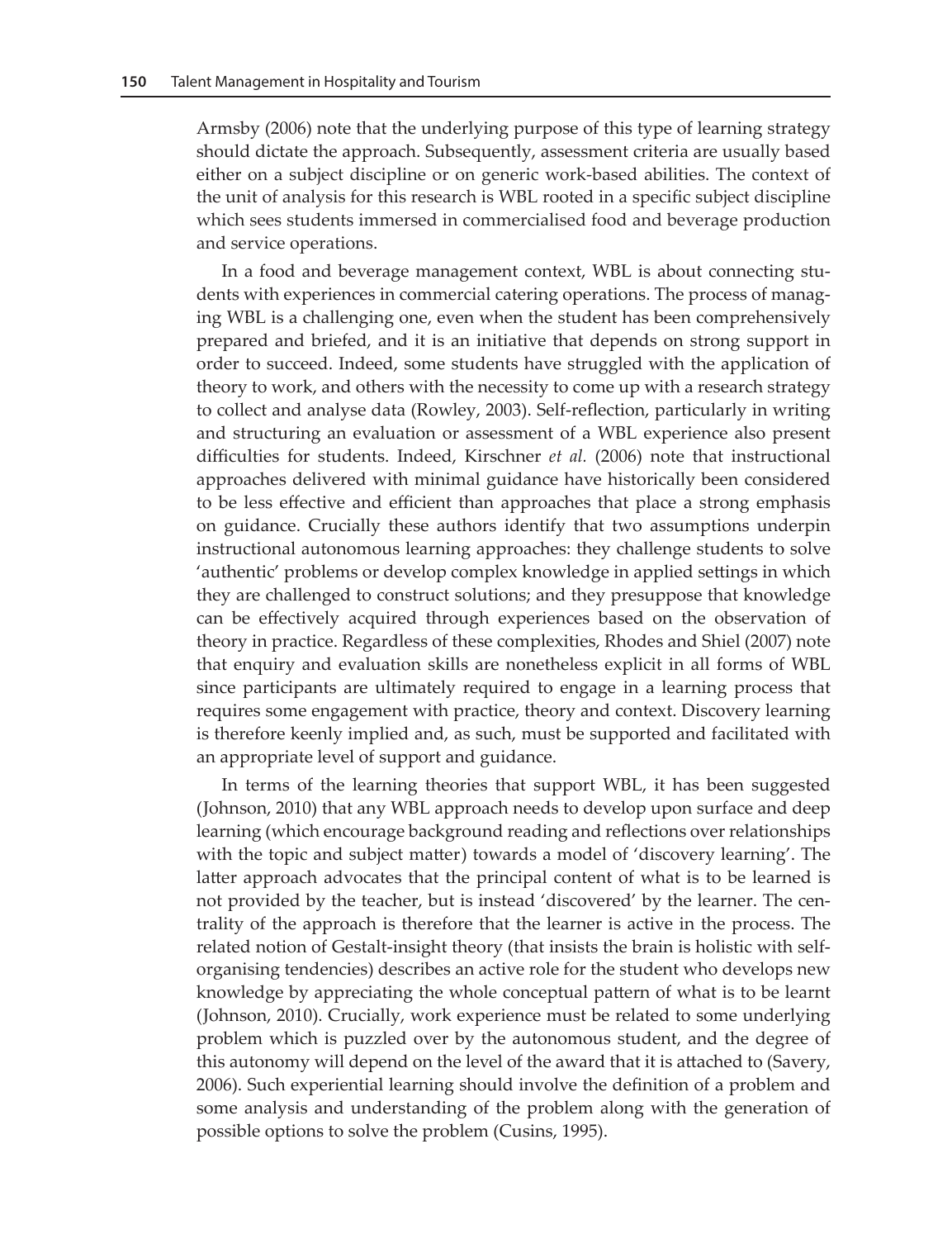Armsby (2006) note that the underlying purpose of this type of learning strategy should dictate the approach. Subsequently, assessment criteria are usually based either on a subject discipline or on generic work-based abilities. The context of the unit of analysis for this research is WBL rooted in a specific subject discipline which sees students immersed in commercialised food and beverage production and service operations.

In a food and beverage management context, WBL is about connecting students with experiences in commercial catering operations. The process of managing WBL is a challenging one, even when the student has been comprehensively prepared and briefed, and it is an initiative that depends on strong support in order to succeed. Indeed, some students have struggled with the application of theory to work, and others with the necessity to come up with a research strategy to collect and analyse data (Rowley, 2003). Self-reflection, particularly in writing and structuring an evaluation or assessment of a WBL experience also present difficulties for students. Indeed, Kirschner *et al.* (2006) note that instructional approaches delivered with minimal guidance have historically been considered to be less effective and efficient than approaches that place a strong emphasis on guidance. Crucially these authors identify that two assumptions underpin instructional autonomous learning approaches: they challenge students to solve 'authentic' problems or develop complex knowledge in applied settings in which they are challenged to construct solutions; and they presuppose that knowledge can be effectively acquired through experiences based on the observation of theory in practice. Regardless of these complexities, Rhodes and Shiel (2007) note that enquiry and evaluation skills are nonetheless explicit in all forms of WBL since participants are ultimately required to engage in a learning process that requires some engagement with practice, theory and context. Discovery learning is therefore keenly implied and, as such, must be supported and facilitated with an appropriate level of support and guidance.

In terms of the learning theories that support WBL, it has been suggested (Johnson, 2010) that any WBL approach needs to develop upon surface and deep learning (which encourage background reading and reflections over relationships with the topic and subject matter) towards a model of 'discovery learning'. The latter approach advocates that the principal content of what is to be learned is not provided by the teacher, but is instead 'discovered' by the learner. The centrality of the approach is therefore that the learner is active in the process. The related notion of Gestalt-insight theory (that insists the brain is holistic with self-organising tendencies) describes an active role for the student who develops new knowledge by appreciating the whole conceptual pattern of what is to be learnt (Johnson, 2010). Crucially, work experience must be related to some underlying problem which is puzzled over by the autonomous student, and the degree of this autonomy will depend on the level of the award that it is attached to (Savery, 2006). Such experiential learning should involve the definition of a problem and some analysis and understanding of the problem along with the generation of possible options to solve the problem (Cusins, 1995).